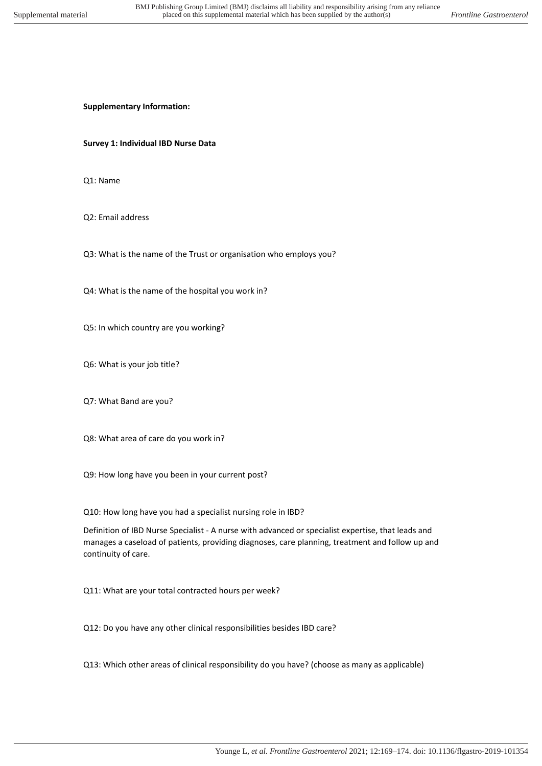**Supplementary Information:**

**Survey 1: Individual IBD Nurse Data**

Q1: Name

Q2: Email address

Q3: What is the name of the Trust or organisation who employs you?

Q4: What is the name of the hospital you work in?

Q5: In which country are you working?

Q6: What is your job title?

Q7: What Band are you?

Q8: What area of care do you work in?

Q9: How long have you been in your current post?

Q10: How long have you had a specialist nursing role in IBD?

Definition of IBD Nurse Specialist - A nurse with advanced or specialist expertise, that leads and manages a caseload of patients, providing diagnoses, care planning, treatment and follow up and continuity of care.

Q11: What are your total contracted hours per week?

Q12: Do you have any other clinical responsibilities besides IBD care?

Q13: Which other areas of clinical responsibility do you have? (choose as many as applicable)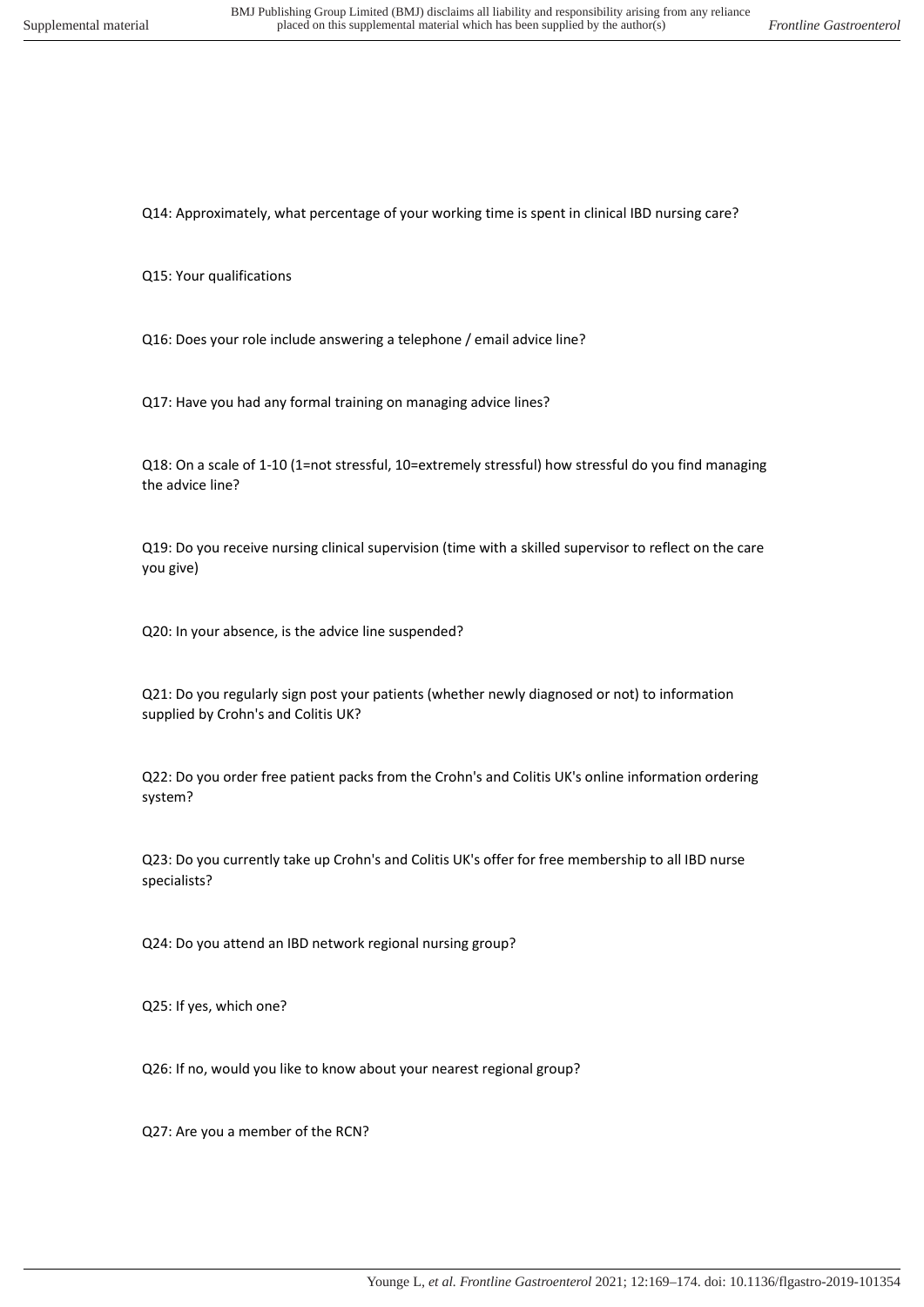Q14: Approximately, what percentage of your working time is spent in clinical IBD nursing care?

Q15: Your qualifications

Q16: Does your role include answering a telephone / email advice line?

Q17: Have you had any formal training on managing advice lines?

Q18: On a scale of 1-10 (1=not stressful, 10=extremely stressful) how stressful do you find managing the advice line?

Q19: Do you receive nursing clinical supervision (time with a skilled supervisor to reflect on the care you give)

Q20: In your absence, is the advice line suspended?

Q21: Do you regularly sign post your patients (whether newly diagnosed or not) to information supplied by Crohn's and Colitis UK?

Q22: Do you order free patient packs from the Crohn's and Colitis UK's online information ordering system?

Q23: Do you currently take up Crohn's and Colitis UK's offer for free membership to all IBD nurse specialists?

Q24: Do you attend an IBD network regional nursing group?

Q25: If yes, which one?

Q26: If no, would you like to know about your nearest regional group?

Q27: Are you a member of the RCN?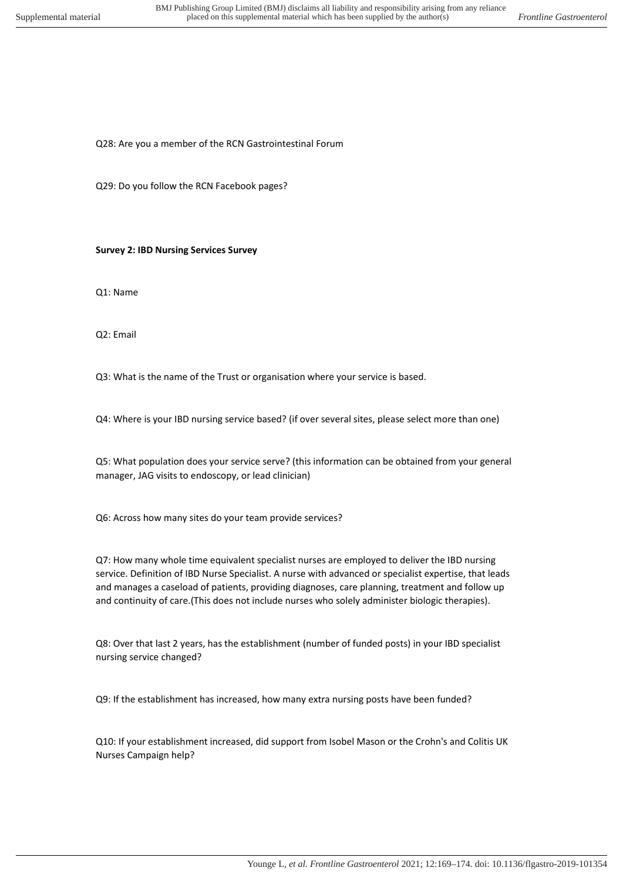Q28: Are you a member of the RCN Gastrointestinal Forum

Q29: Do you follow the RCN Facebook pages?

**Survey 2: IBD Nursing Services Survey**

Q1: Name

Q2: Email

Q3: What is the name of the Trust or organisation where your service is based.

Q4: Where is your IBD nursing service based? (if over several sites, please select more than one)

Q5: What population does your service serve? (this information can be obtained from your general manager, JAG visits to endoscopy, or lead clinician)

Q6: Across how many sites do your team provide services?

Q7: How many whole time equivalent specialist nurses are employed to deliver the IBD nursing service. Definition of IBD Nurse Specialist. A nurse with advanced or specialist expertise, that leads and manages a caseload of patients, providing diagnoses, care planning, treatment and follow up and continuity of care.(This does not include nurses who solely administer biologic therapies).

Q8: Over that last 2 years, has the establishment (number of funded posts) in your IBD specialist nursing service changed?

Q9: If the establishment has increased, how many extra nursing posts have been funded?

Q10: If your establishment increased, did support from Isobel Mason or the Crohn's and Colitis UK Nurses Campaign help?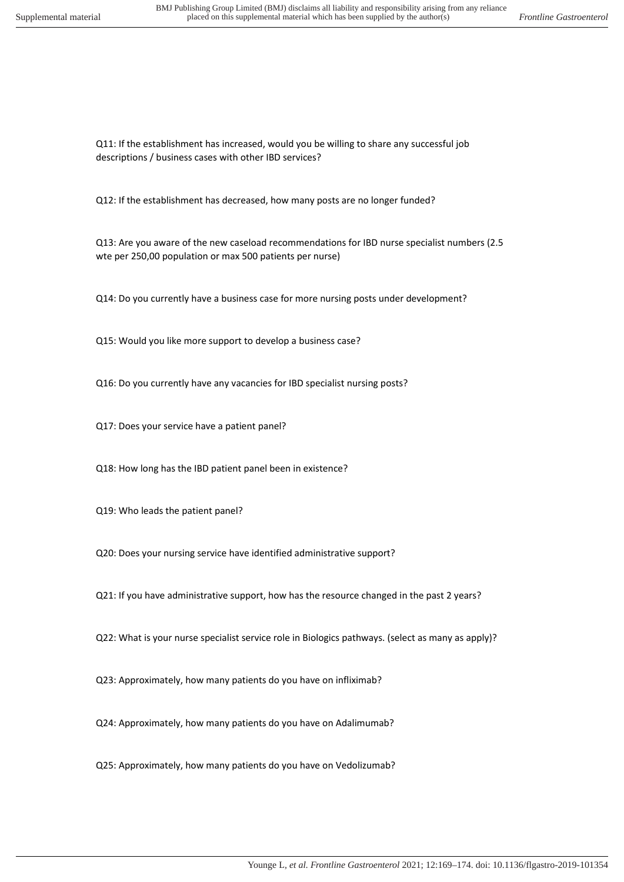Q11: If the establishment has increased, would you be willing to share any successful job descriptions / business cases with other IBD services?

Q12: If the establishment has decreased, how many posts are no longer funded?

Q13: Are you aware of the new caseload recommendations for IBD nurse specialist numbers (2.5 wte per 250,00 population or max 500 patients per nurse)

Q14: Do you currently have a business case for more nursing posts under development?

Q15: Would you like more support to develop a business case?

Q16: Do you currently have any vacancies for IBD specialist nursing posts?

Q17: Does your service have a patient panel?

Q18: How long has the IBD patient panel been in existence?

Q19: Who leads the patient panel?

Q20: Does your nursing service have identified administrative support?

Q21: If you have administrative support, how has the resource changed in the past 2 years?

Q22: What is your nurse specialist service role in Biologics pathways. (select as many as apply)?

Q23: Approximately, how many patients do you have on infliximab?

Q24: Approximately, how many patients do you have on Adalimumab?

Q25: Approximately, how many patients do you have on Vedolizumab?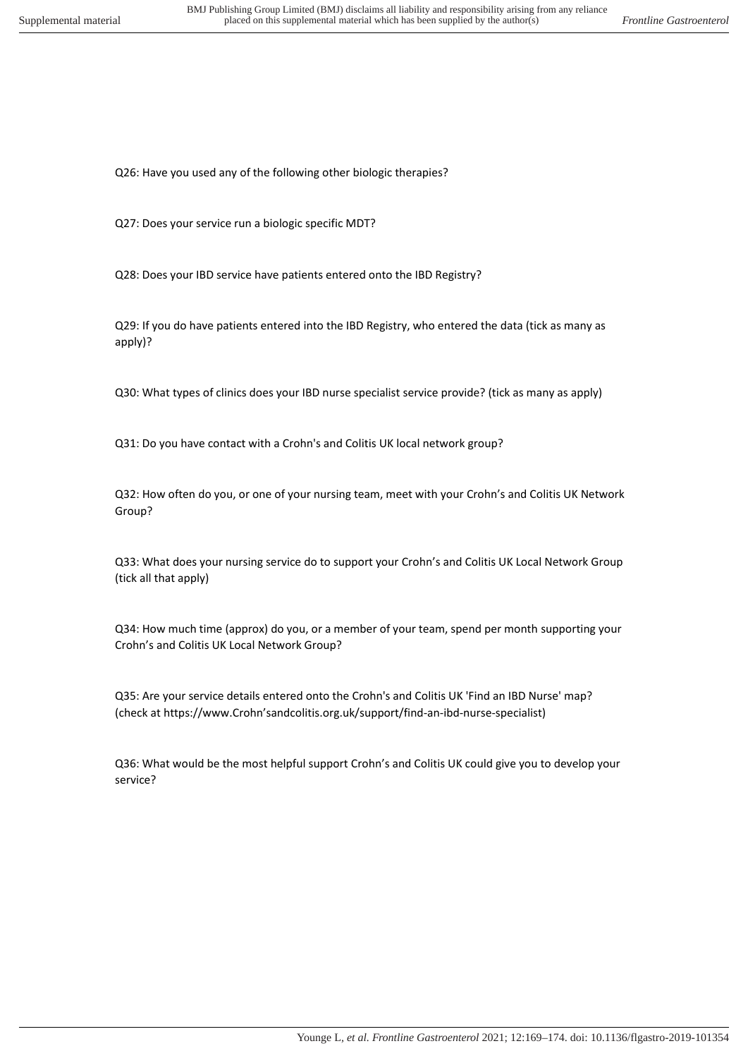Q26: Have you used any of the following other biologic therapies?

Q27: Does your service run a biologic specific MDT?

Q28: Does your IBD service have patients entered onto the IBD Registry?

Q29: If you do have patients entered into the IBD Registry, who entered the data (tick as many as apply)?

Q30: What types of clinics does your IBD nurse specialist service provide? (tick as many as apply)

Q31: Do you have contact with a Crohn's and Colitis UK local network group?

Q32: How often do you, or one of your nursing team, meet with your Crohn's and Colitis UK Network Group?

Q33: What does your nursing service do to support your Crohn's and Colitis UK Local Network Group (tick all that apply)

Q34: How much time (approx) do you, or a member of your team, spend per month supporting your Crohn's and Colitis UK Local Network Group?

Q35: Are your service details entered onto the Crohn's and Colitis UK 'Find an IBD Nurse' map? (check at https://www.Crohn'sandcolitis.org.uk/support/find-an-ibd-nurse-specialist)

Q36: What would be the most helpful support Crohn's and Colitis UK could give you to develop your service?